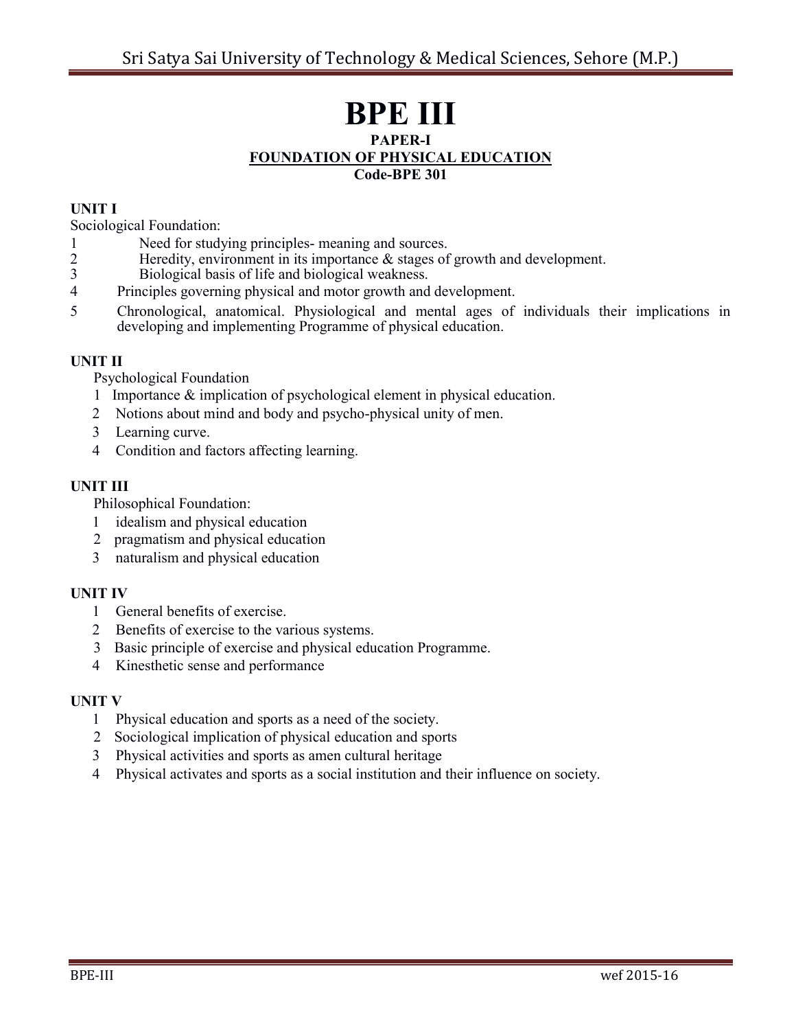# BPE III

## PAPER-I

## FOUNDATION OF PHYSICAL EDUCATION

**Code-BPE 301**

### UNIT I

Sociological Foundation:

1. Need for studying principles- meaning and sources.
2. Heredity, environment in its importance & stages of growth and development.
3. Biological basis of life and biological weakness.
4. Principles governing physical and motor growth and development.
5. Chronological, anatomical. Physiological and mental ages of individuals their implications in developing and implementing Programme of physical education.

### UNIT II

Psychological Foundation

1. Importance & implication of psychological element in physical education.
2. Notions about mind and body and psycho-physical unity of men.
3. Learning curve.
4. Condition and factors affecting learning.

### UNIT III

Philosophical Foundation:

1. idealism and physical education
2. pragmatism and physical education
3. naturalism and physical education

### UNIT IV

1. General benefits of exercise.
2. Benefits of exercise to the various systems.
3. Basic principle of exercise and physical education Programme.
4. Kinesthetic sense and performance

### UNIT V

1. Physical education and sports as a need of the society.
2. Sociological implication of physical education and sports
3. Physical activities and sports as amen cultural heritage
4. Physical activates and sports as a social institution and their influence on society.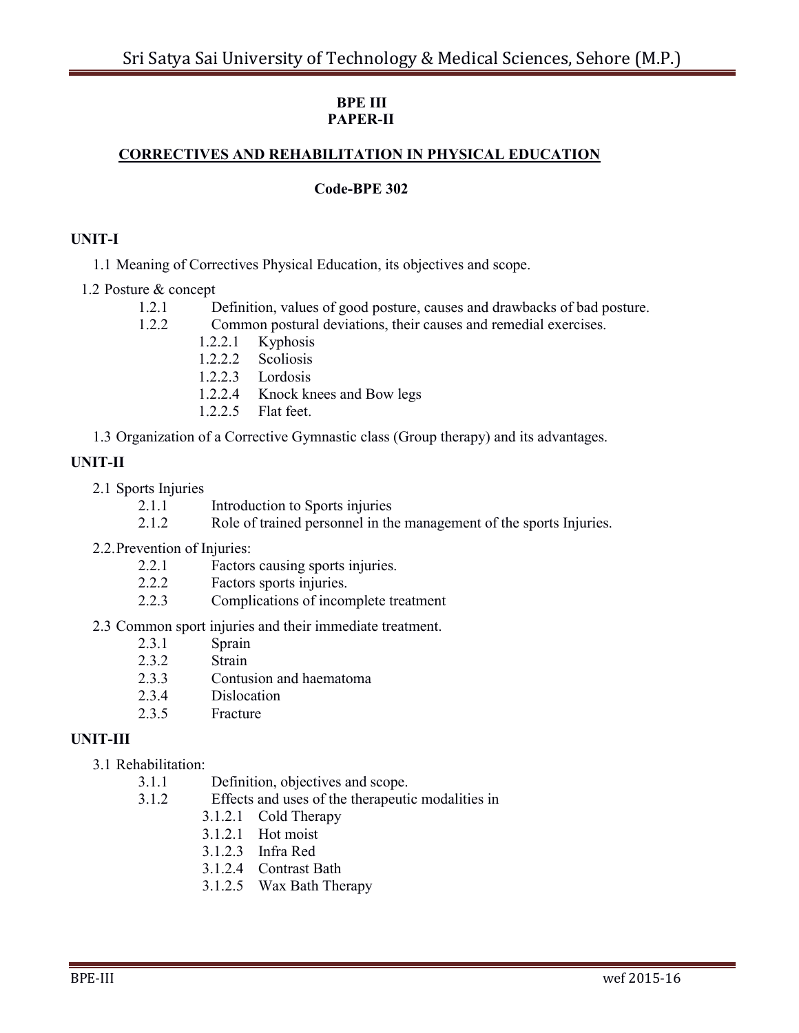**BPE III**
**PAPER-II**

## CORRECTIVES AND REHABILITATION IN PHYSICAL EDUCATION

**Code-BPE 302**

### UNIT-I

1.1 Meaning of Correctives Physical Education, its objectives and scope.

1.2 Posture & concept

- 1.2.1 Definition, values of good posture, causes and drawbacks of bad posture.
- 1.2.2 Common postural deviations, their causes and remedial exercises.
  - 1.2.2.1 Kyphosis
  - 1.2.2.2 Scoliosis
  - 1.2.2.3 Lordosis
  - 1.2.2.4 Knock knees and Bow legs
  - 1.2.2.5 Flat feet.

1.3 Organization of a Corrective Gymnastic class (Group therapy) and its advantages.

### UNIT-II

2.1 Sports Injuries

- 2.1.1 Introduction to Sports injuries
- 2.1.2 Role of trained personnel in the management of the sports Injuries.

2.2.Prevention of Injuries:

- 2.2.1 Factors causing sports injuries.
- 2.2.2 Factors sports injuries.
- 2.2.3 Complications of incomplete treatment

2.3 Common sport injuries and their immediate treatment.

- 2.3.1 Sprain
- 2.3.2 Strain
- 2.3.3 Contusion and haematoma
- 2.3.4 Dislocation
- 2.3.5 Fracture

### UNIT-III

3.1 Rehabilitation:

- 3.1.1 Definition, objectives and scope.
- 3.1.2 Effects and uses of the therapeutic modalities in
  - 3.1.2.1 Cold Therapy
  - 3.1.2.1 Hot moist
  - 3.1.2.3 Infra Red
  - 3.1.2.4 Contrast Bath
  - 3.1.2.5 Wax Bath Therapy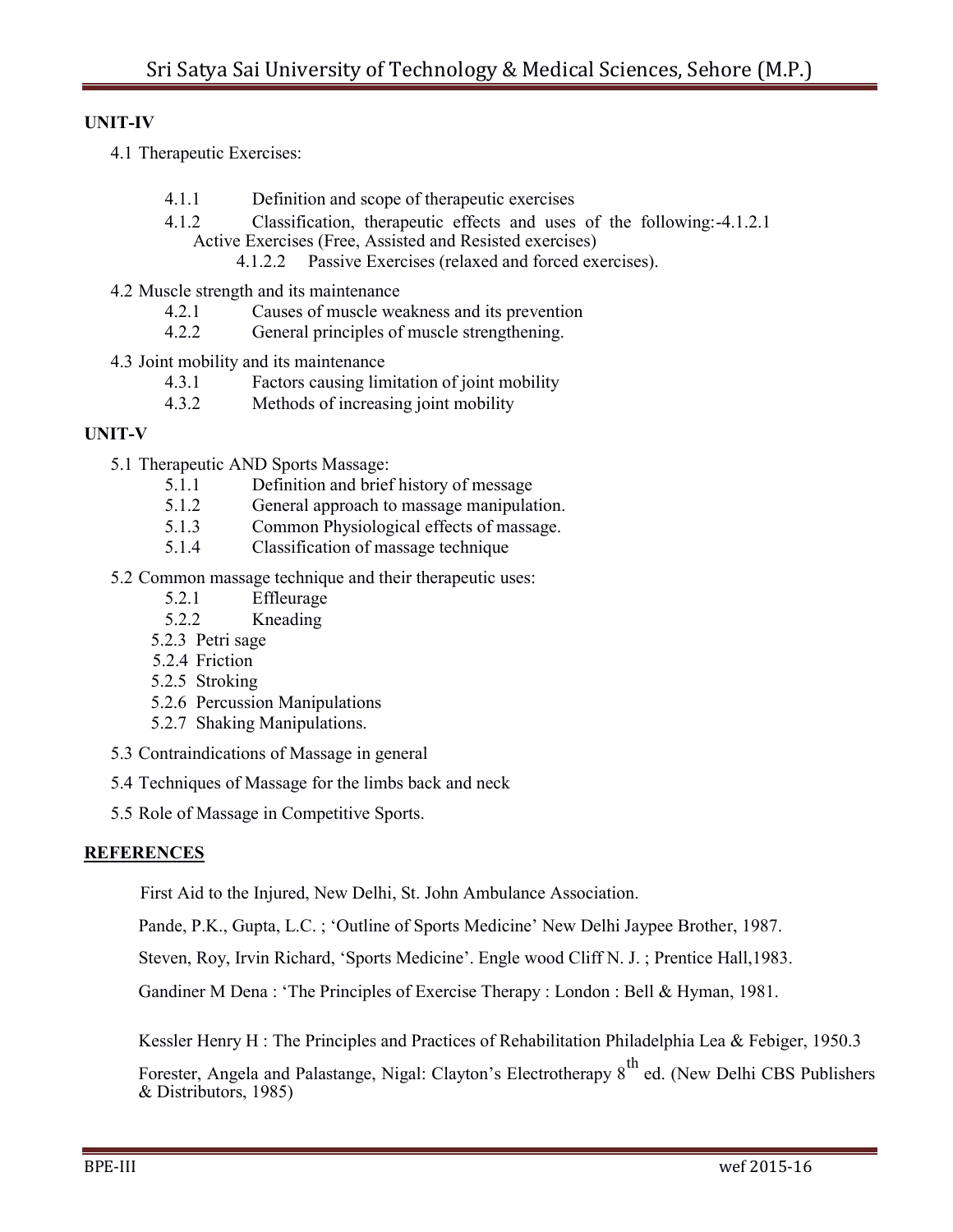**UNIT-IV**

4.1 Therapeutic Exercises:

- 4.1.1 Definition and scope of therapeutic exercises
- 4.1.2 Classification, therapeutic effects and uses of the following:-4.1.2.1 Active Exercises (Free, Assisted and Resisted exercises)
  - 4.1.2.2 Passive Exercises (relaxed and forced exercises).

4.2 Muscle strength and its maintenance

- 4.2.1 Causes of muscle weakness and its prevention
- 4.2.2 General principles of muscle strengthening.

4.3 Joint mobility and its maintenance

- 4.3.1 Factors causing limitation of joint mobility
- 4.3.2 Methods of increasing joint mobility

**UNIT-V**

5.1 Therapeutic AND Sports Massage:

- 5.1.1 Definition and brief history of message
- 5.1.2 General approach to massage manipulation.
- 5.1.3 Common Physiological effects of massage.
- 5.1.4 Classification of massage technique

5.2 Common massage technique and their therapeutic uses:

- 5.2.1 Effleurage
- 5.2.2 Kneading
- 5.2.3 Petri sage
- 5.2.4 Friction
- 5.2.5 Stroking
- 5.2.6 Percussion Manipulations
- 5.2.7 Shaking Manipulations.

5.3 Contraindications of Massage in general

5.4 Techniques of Massage for the limbs back and neck

5.5 Role of Massage in Competitive Sports.

**REFERENCES**

First Aid to the Injured, New Delhi, St. John Ambulance Association.

Pande, P.K., Gupta, L.C. ; 'Outline of Sports Medicine' New Delhi Jaypee Brother, 1987.

Steven, Roy, Irvin Richard, 'Sports Medicine'. Engle wood Cliff N. J. ; Prentice Hall,1983.

Gandiner M Dena : 'The Principles of Exercise Therapy : London : Bell & Hyman, 1981.

Kessler Henry H : The Principles and Practices of Rehabilitation Philadelphia Lea & Febiger, 1950.3

Forester, Angela and Palastange, Nigal: Clayton's Electrotherapy 8th ed. (New Delhi CBS Publishers & Distributors, 1985)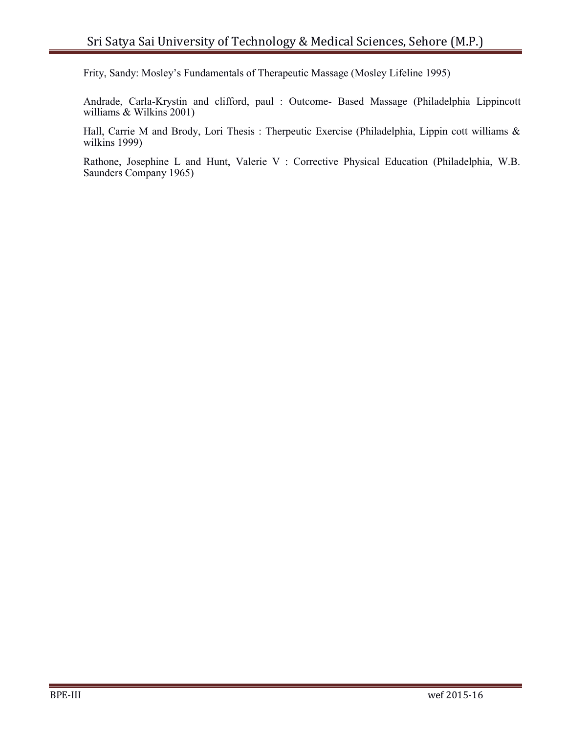Frity, Sandy: Mosley's Fundamentals of Therapeutic Massage (Mosley Lifeline 1995)

Andrade, Carla-Krystin and clifford, paul : Outcome- Based Massage (Philadelphia Lippincott williams & Wilkins 2001)

Hall, Carrie M and Brody, Lori Thesis : Therpeutic Exercise (Philadelphia, Lippin cott williams & wilkins 1999)

Rathone, Josephine L and Hunt, Valerie V : Corrective Physical Education (Philadelphia, W.B. Saunders Company 1965)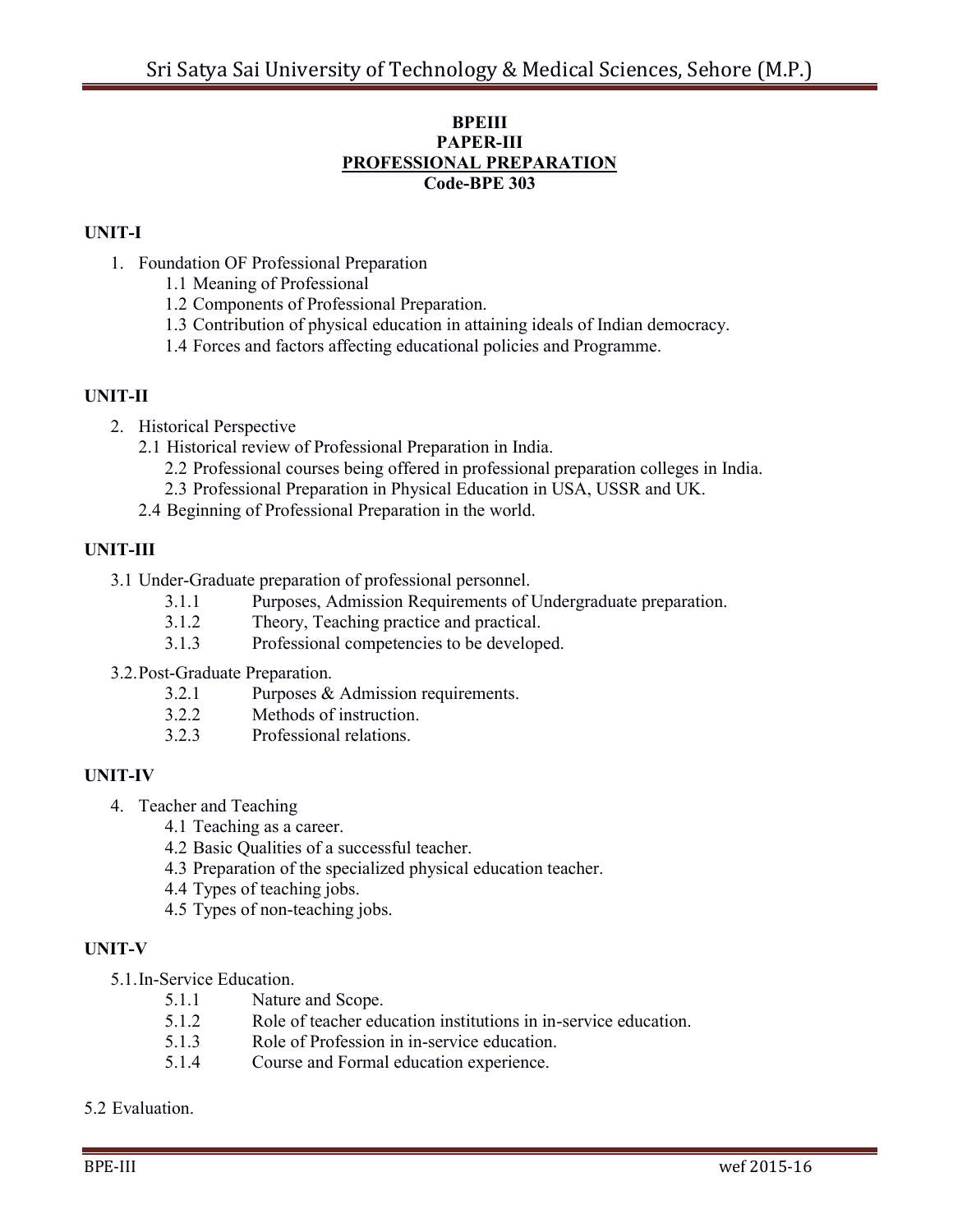**BPEIII**
**PAPER-III**
**PROFESSIONAL PREPARATION**
**Code-BPE 303**

## UNIT-I

1. Foundation OF Professional Preparation
   - 1.1 Meaning of Professional
   - 1.2 Components of Professional Preparation.
   - 1.3 Contribution of physical education in attaining ideals of Indian democracy.
   - 1.4 Forces and factors affecting educational policies and Programme.

## UNIT-II

2. Historical Perspective
   - 2.1 Historical review of Professional Preparation in India.
   - 2.2 Professional courses being offered in professional preparation colleges in India.
   - 2.3 Professional Preparation in Physical Education in USA, USSR and UK.
   - 2.4 Beginning of Professional Preparation in the world.

## UNIT-III

3.1 Under-Graduate preparation of professional personnel.
- 3.1.1 Purposes, Admission Requirements of Undergraduate preparation.
- 3.1.2 Theory, Teaching practice and practical.
- 3.1.3 Professional competencies to be developed.

3.2. Post-Graduate Preparation.
- 3.2.1 Purposes & Admission requirements.
- 3.2.2 Methods of instruction.
- 3.2.3 Professional relations.

## UNIT-IV

4. Teacher and Teaching
   - 4.1 Teaching as a career.
   - 4.2 Basic Qualities of a successful teacher.
   - 4.3 Preparation of the specialized physical education teacher.
   - 4.4 Types of teaching jobs.
   - 4.5 Types of non-teaching jobs.

## UNIT-V

5.1. In-Service Education.
- 5.1.1 Nature and Scope.
- 5.1.2 Role of teacher education institutions in in-service education.
- 5.1.3 Role of Profession in in-service education.
- 5.1.4 Course and Formal education experience.

5.2 Evaluation.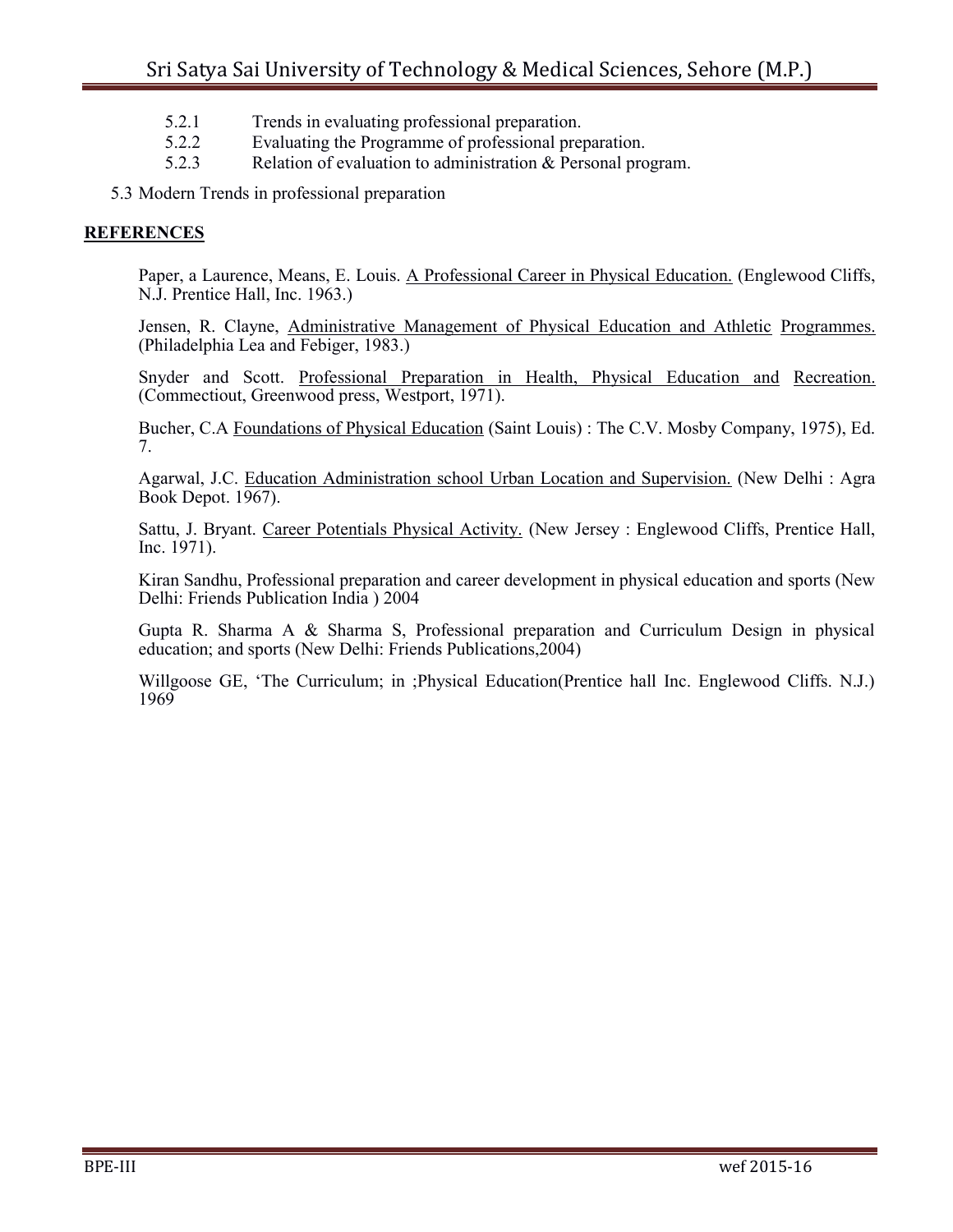- 5.2.1 Trends in evaluating professional preparation.
- 5.2.2 Evaluating the Programme of professional preparation.
- 5.2.3 Relation of evaluation to administration & Personal program.

5.3 Modern Trends in professional preparation

## REFERENCES

Paper, a Laurence, Means, E. Louis. A Professional Career in Physical Education. (Englewood Cliffs, N.J. Prentice Hall, Inc. 1963.)

Jensen, R. Clayne, Administrative Management of Physical Education and Athletic Programmes. (Philadelphia Lea and Febiger, 1983.)

Snyder and Scott. Professional Preparation in Health, Physical Education and Recreation. (Commectiout, Greenwood press, Westport, 1971).

Bucher, C.A Foundations of Physical Education (Saint Louis) : The C.V. Mosby Company, 1975), Ed. 7.

Agarwal, J.C. Education Administration school Urban Location and Supervision. (New Delhi : Agra Book Depot. 1967).

Sattu, J. Bryant. Career Potentials Physical Activity. (New Jersey : Englewood Cliffs, Prentice Hall, Inc. 1971).

Kiran Sandhu, Professional preparation and career development in physical education and sports (New Delhi: Friends Publication India ) 2004

Gupta R. Sharma A & Sharma S, Professional preparation and Curriculum Design in physical education; and sports (New Delhi: Friends Publications,2004)

Willgoose GE, 'The Curriculum; in ;Physical Education(Prentice hall Inc. Englewood Cliffs. N.J.) 1969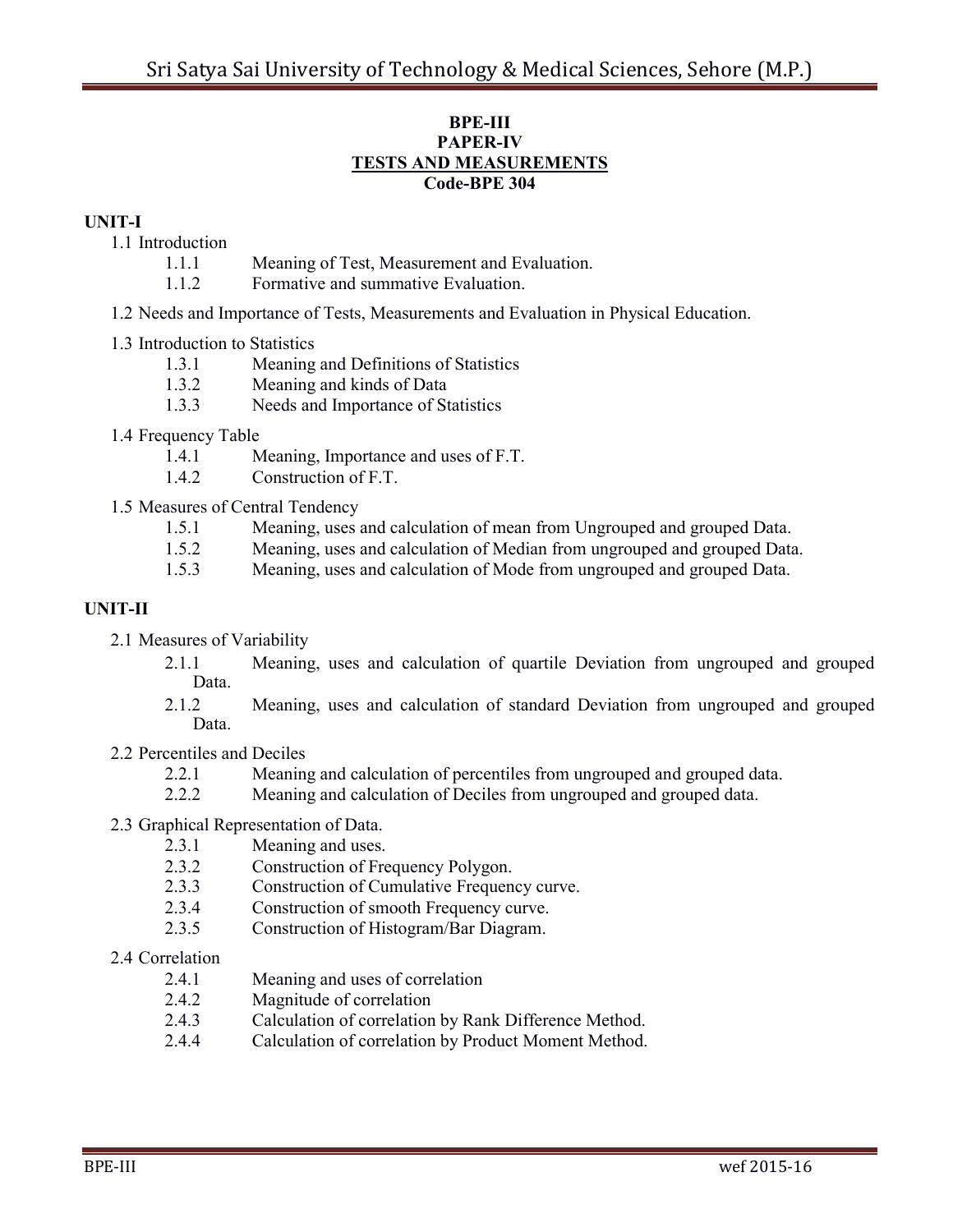**BPE-III**

**PAPER-IV**

**TESTS AND MEASUREMENTS**

**Code-BPE 304**

## UNIT-I

1.1 Introduction

- 1.1.1 Meaning of Test, Measurement and Evaluation.
- 1.1.2 Formative and summative Evaluation.

1.2 Needs and Importance of Tests, Measurements and Evaluation in Physical Education.

1.3 Introduction to Statistics

- 1.3.1 Meaning and Definitions of Statistics
- 1.3.2 Meaning and kinds of Data
- 1.3.3 Needs and Importance of Statistics

1.4 Frequency Table

- 1.4.1 Meaning, Importance and uses of F.T.
- 1.4.2 Construction of F.T.

1.5 Measures of Central Tendency

- 1.5.1 Meaning, uses and calculation of mean from Ungrouped and grouped Data.
- 1.5.2 Meaning, uses and calculation of Median from ungrouped and grouped Data.
- 1.5.3 Meaning, uses and calculation of Mode from ungrouped and grouped Data.

## UNIT-II

2.1 Measures of Variability

- 2.1.1 Meaning, uses and calculation of quartile Deviation from ungrouped and grouped Data.
- 2.1.2 Meaning, uses and calculation of standard Deviation from ungrouped and grouped Data.

2.2 Percentiles and Deciles

- 2.2.1 Meaning and calculation of percentiles from ungrouped and grouped data.
- 2.2.2 Meaning and calculation of Deciles from ungrouped and grouped data.

2.3 Graphical Representation of Data.

- 2.3.1 Meaning and uses.
- 2.3.2 Construction of Frequency Polygon.
- 2.3.3 Construction of Cumulative Frequency curve.
- 2.3.4 Construction of smooth Frequency curve.
- 2.3.5 Construction of Histogram/Bar Diagram.

2.4 Correlation

- 2.4.1 Meaning and uses of correlation
- 2.4.2 Magnitude of correlation
- 2.4.3 Calculation of correlation by Rank Difference Method.
- 2.4.4 Calculation of correlation by Product Moment Method.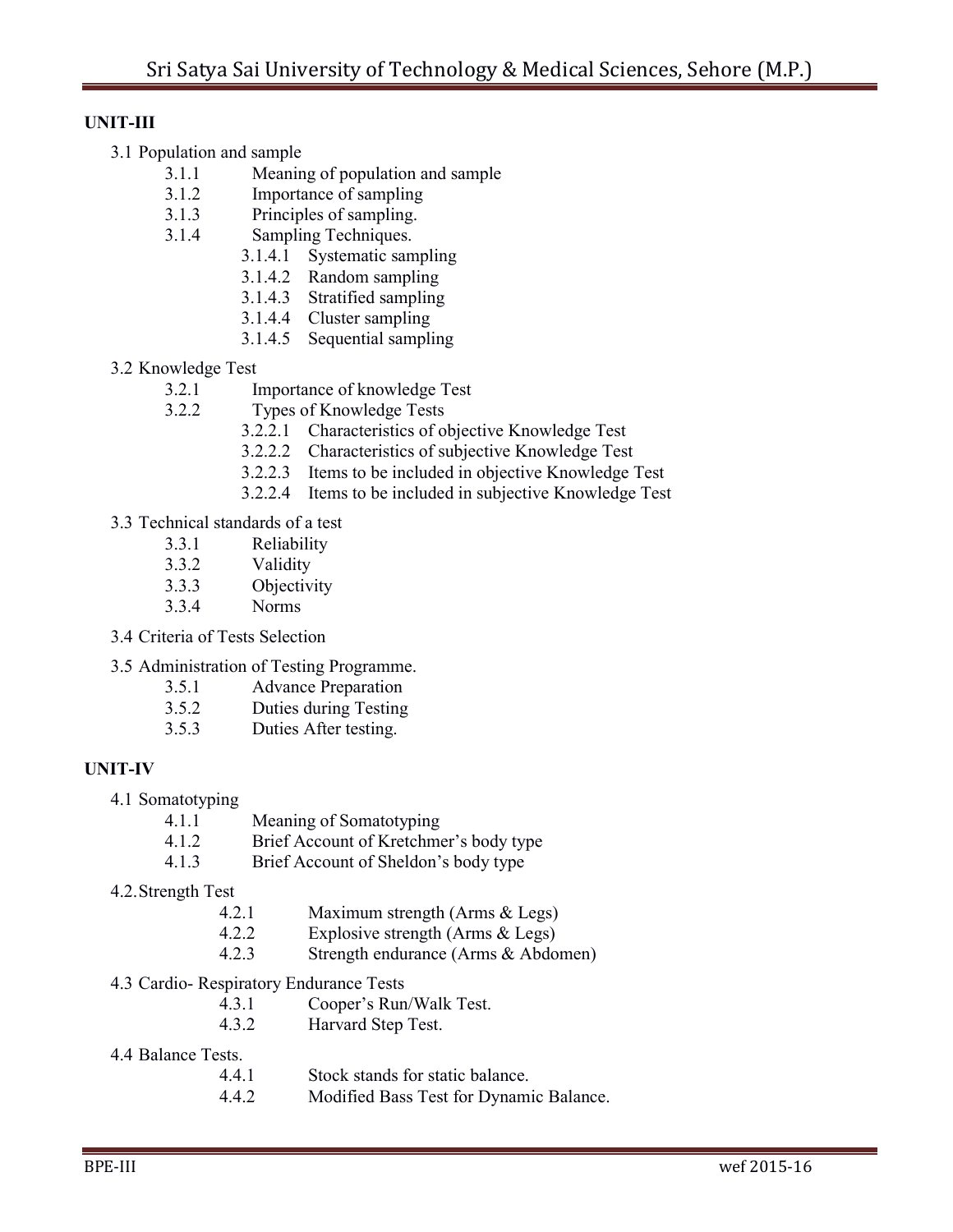## UNIT-III

- 3.1 Population and sample
  - 3.1.1 Meaning of population and sample
  - 3.1.2 Importance of sampling
  - 3.1.3 Principles of sampling.
  - 3.1.4 Sampling Techniques.
    - 3.1.4.1 Systematic sampling
    - 3.1.4.2 Random sampling
    - 3.1.4.3 Stratified sampling
    - 3.1.4.4 Cluster sampling
    - 3.1.4.5 Sequential sampling
- 3.2 Knowledge Test
  - 3.2.1 Importance of knowledge Test
  - 3.2.2 Types of Knowledge Tests
    - 3.2.2.1 Characteristics of objective Knowledge Test
    - 3.2.2.2 Characteristics of subjective Knowledge Test
    - 3.2.2.3 Items to be included in objective Knowledge Test
    - 3.2.2.4 Items to be included in subjective Knowledge Test
- 3.3 Technical standards of a test
  - 3.3.1 Reliability
  - 3.3.2 Validity
  - 3.3.3 Objectivity
  - 3.3.4 Norms
- 3.4 Criteria of Tests Selection
- 3.5 Administration of Testing Programme.
  - 3.5.1 Advance Preparation
  - 3.5.2 Duties during Testing
  - 3.5.3 Duties After testing.

## UNIT-IV

- 4.1 Somatotyping
  - 4.1.1 Meaning of Somatotyping
  - 4.1.2 Brief Account of Kretchmer's body type
  - 4.1.3 Brief Account of Sheldon's body type
- 4.2. Strength Test
  - 4.2.1 Maximum strength (Arms & Legs)
  - 4.2.2 Explosive strength (Arms & Legs)
  - 4.2.3 Strength endurance (Arms & Abdomen)
- 4.3 Cardio- Respiratory Endurance Tests
  - 4.3.1 Cooper's Run/Walk Test.
  - 4.3.2 Harvard Step Test.
- 4.4 Balance Tests.
  - 4.4.1 Stock stands for static balance.
  - 4.4.2 Modified Bass Test for Dynamic Balance.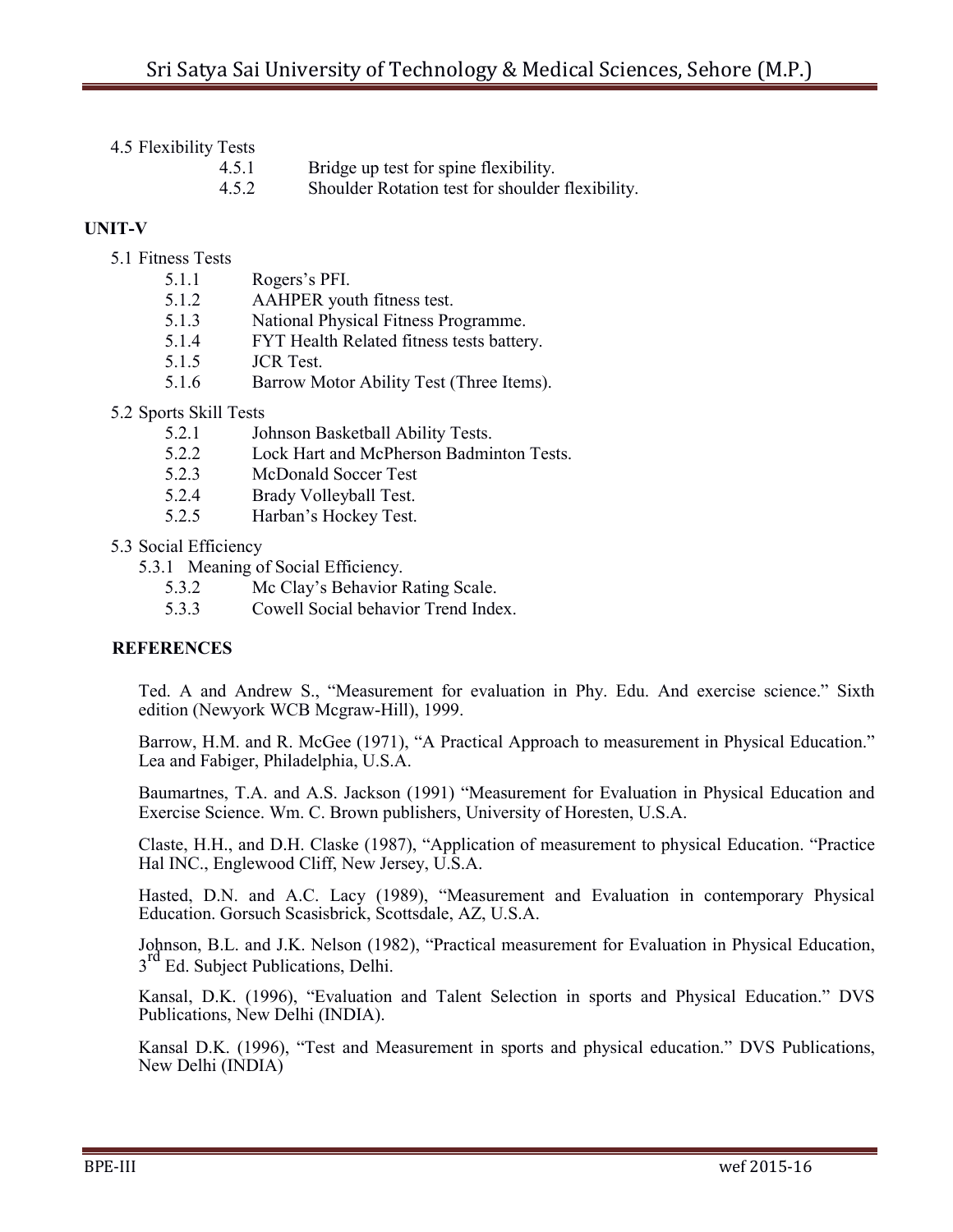4.5 Flexibility Tests

- 4.5.1 Bridge up test for spine flexibility.
- 4.5.2 Shoulder Rotation test for shoulder flexibility.

**UNIT-V**

5.1 Fitness Tests

- 5.1.1 Rogers's PFI.
- 5.1.2 AAHPER youth fitness test.
- 5.1.3 National Physical Fitness Programme.
- 5.1.4 FYT Health Related fitness tests battery.
- 5.1.5 JCR Test.
- 5.1.6 Barrow Motor Ability Test (Three Items).

5.2 Sports Skill Tests

- 5.2.1 Johnson Basketball Ability Tests.
- 5.2.2 Lock Hart and McPherson Badminton Tests.
- 5.2.3 McDonald Soccer Test
- 5.2.4 Brady Volleyball Test.
- 5.2.5 Harban's Hockey Test.

5.3 Social Efficiency

- 5.3.1 Meaning of Social Efficiency.
- 5.3.2 Mc Clay's Behavior Rating Scale.
- 5.3.3 Cowell Social behavior Trend Index.

**REFERENCES**

Ted. A and Andrew S., "Measurement for evaluation in Phy. Edu. And exercise science." Sixth edition (Newyork WCB Mcgraw-Hill), 1999.

Barrow, H.M. and R. McGee (1971), "A Practical Approach to measurement in Physical Education." Lea and Fabiger, Philadelphia, U.S.A.

Baumartnes, T.A. and A.S. Jackson (1991) "Measurement for Evaluation in Physical Education and Exercise Science. Wm. C. Brown publishers, University of Horesten, U.S.A.

Claste, H.H., and D.H. Claske (1987), "Application of measurement to physical Education. "Practice Hal INC., Englewood Cliff, New Jersey, U.S.A.

Hasted, D.N. and A.C. Lacy (1989), "Measurement and Evaluation in contemporary Physical Education. Gorsuch Scasisbrick, Scottsdale, AZ, U.S.A.

Johnson, B.L. and J.K. Nelson (1982), "Practical measurement for Evaluation in Physical Education, 3rd Ed. Subject Publications, Delhi.

Kansal, D.K. (1996), "Evaluation and Talent Selection in sports and Physical Education." DVS Publications, New Delhi (INDIA).

Kansal D.K. (1996), "Test and Measurement in sports and physical education." DVS Publications, New Delhi (INDIA)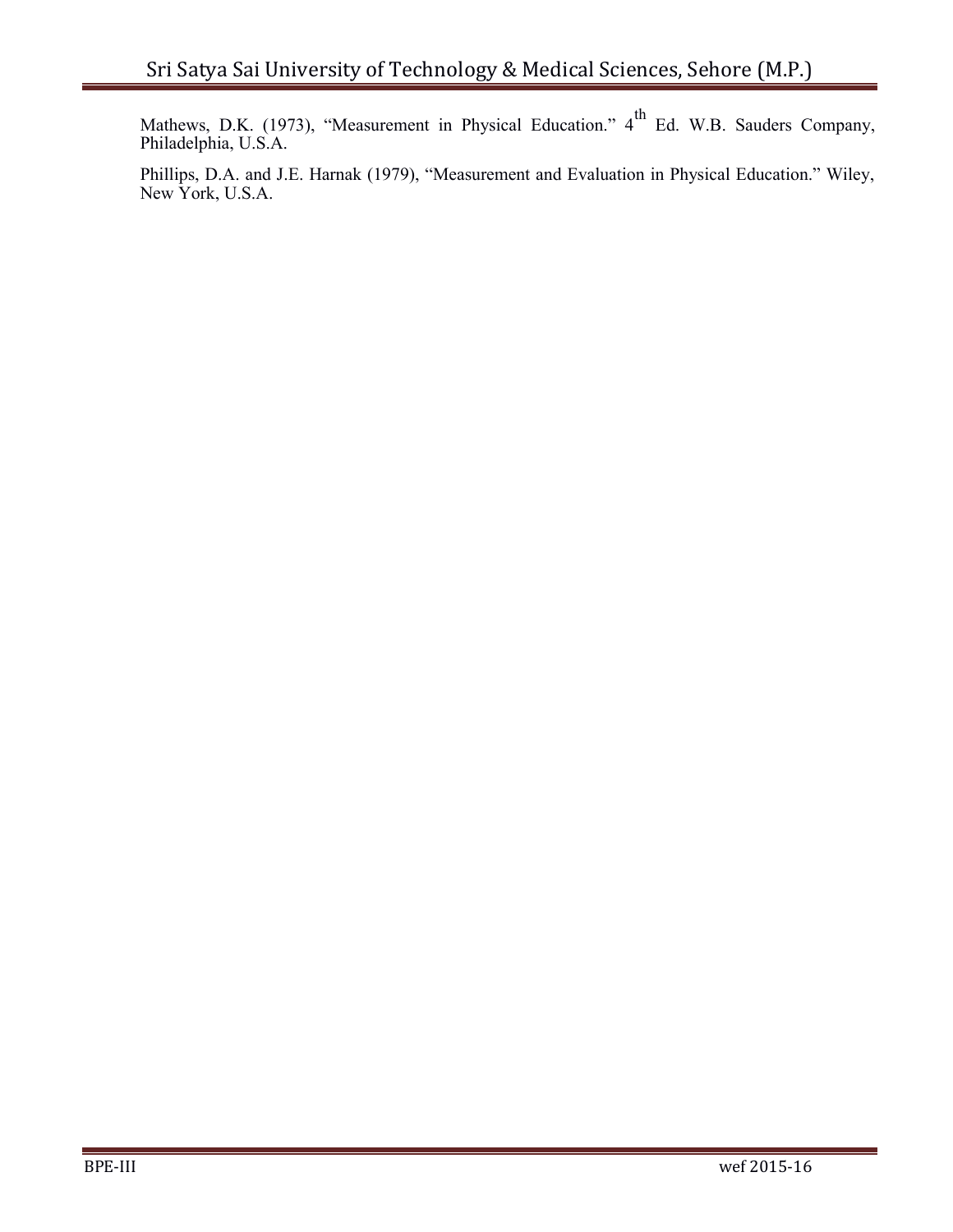Mathews, D.K. (1973), "Measurement in Physical Education." 4th Ed. W.B. Sauders Company, Philadelphia, U.S.A.

Phillips, D.A. and J.E. Harnak (1979), "Measurement and Evaluation in Physical Education." Wiley, New York, U.S.A.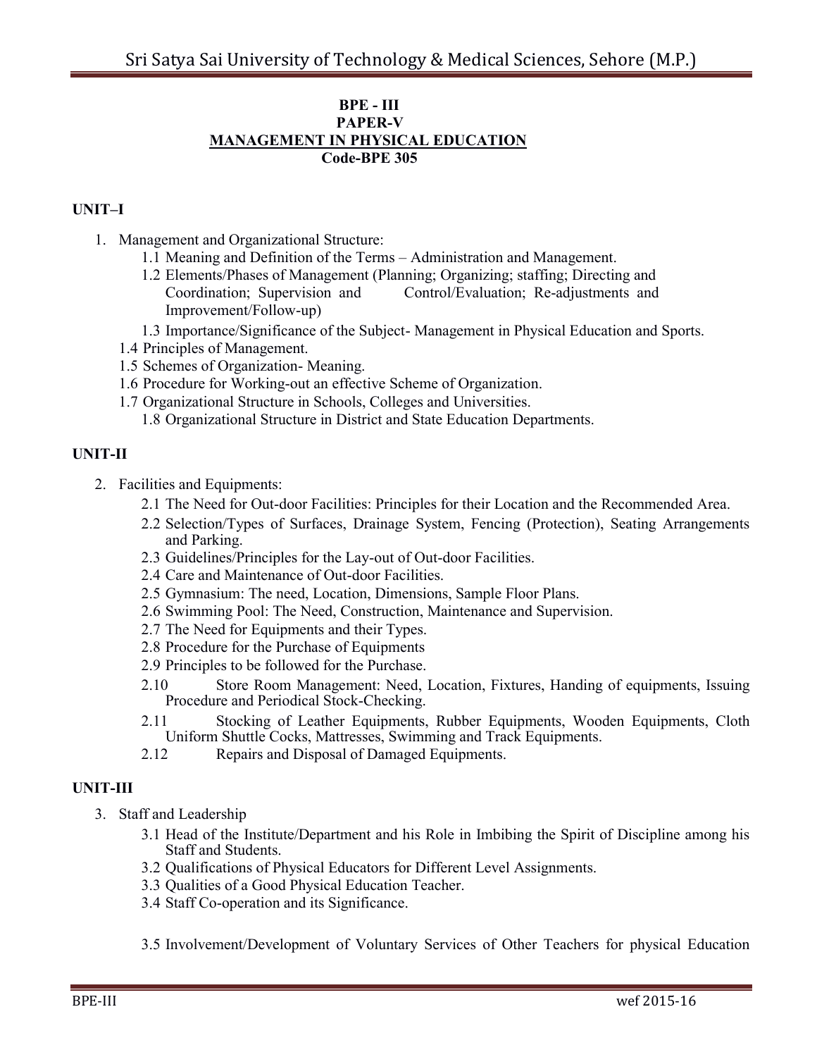**BPE - III**
**PAPER-V**
**MANAGEMENT IN PHYSICAL EDUCATION**
**Code-BPE 305**

**UNIT–I**

1. Management and Organizational Structure:
   - 1.1 Meaning and Definition of the Terms – Administration and Management.
   - 1.2 Elements/Phases of Management (Planning; Organizing; staffing; Directing and Coordination; Supervision and Control/Evaluation; Re-adjustments and Improvement/Follow-up)
   - 1.3 Importance/Significance of the Subject- Management in Physical Education and Sports.
   - 1.4 Principles of Management.
   - 1.5 Schemes of Organization- Meaning.
   - 1.6 Procedure for Working-out an effective Scheme of Organization.
   - 1.7 Organizational Structure in Schools, Colleges and Universities.
   - 1.8 Organizational Structure in District and State Education Departments.

**UNIT-II**

2. Facilities and Equipments:
   - 2.1 The Need for Out-door Facilities: Principles for their Location and the Recommended Area.
   - 2.2 Selection/Types of Surfaces, Drainage System, Fencing (Protection), Seating Arrangements and Parking.
   - 2.3 Guidelines/Principles for the Lay-out of Out-door Facilities.
   - 2.4 Care and Maintenance of Out-door Facilities.
   - 2.5 Gymnasium: The need, Location, Dimensions, Sample Floor Plans.
   - 2.6 Swimming Pool: The Need, Construction, Maintenance and Supervision.
   - 2.7 The Need for Equipments and their Types.
   - 2.8 Procedure for the Purchase of Equipments
   - 2.9 Principles to be followed for the Purchase.
   - 2.10 Store Room Management: Need, Location, Fixtures, Handing of equipments, Issuing Procedure and Periodical Stock-Checking.
   - 2.11 Stocking of Leather Equipments, Rubber Equipments, Wooden Equipments, Cloth Uniform Shuttle Cocks, Mattresses, Swimming and Track Equipments.
   - 2.12 Repairs and Disposal of Damaged Equipments.

**UNIT-III**

3. Staff and Leadership
   - 3.1 Head of the Institute/Department and his Role in Imbibing the Spirit of Discipline among his Staff and Students.
   - 3.2 Qualifications of Physical Educators for Different Level Assignments.
   - 3.3 Qualities of a Good Physical Education Teacher.
   - 3.4 Staff Co-operation and its Significance.
   - 3.5 Involvement/Development of Voluntary Services of Other Teachers for physical Education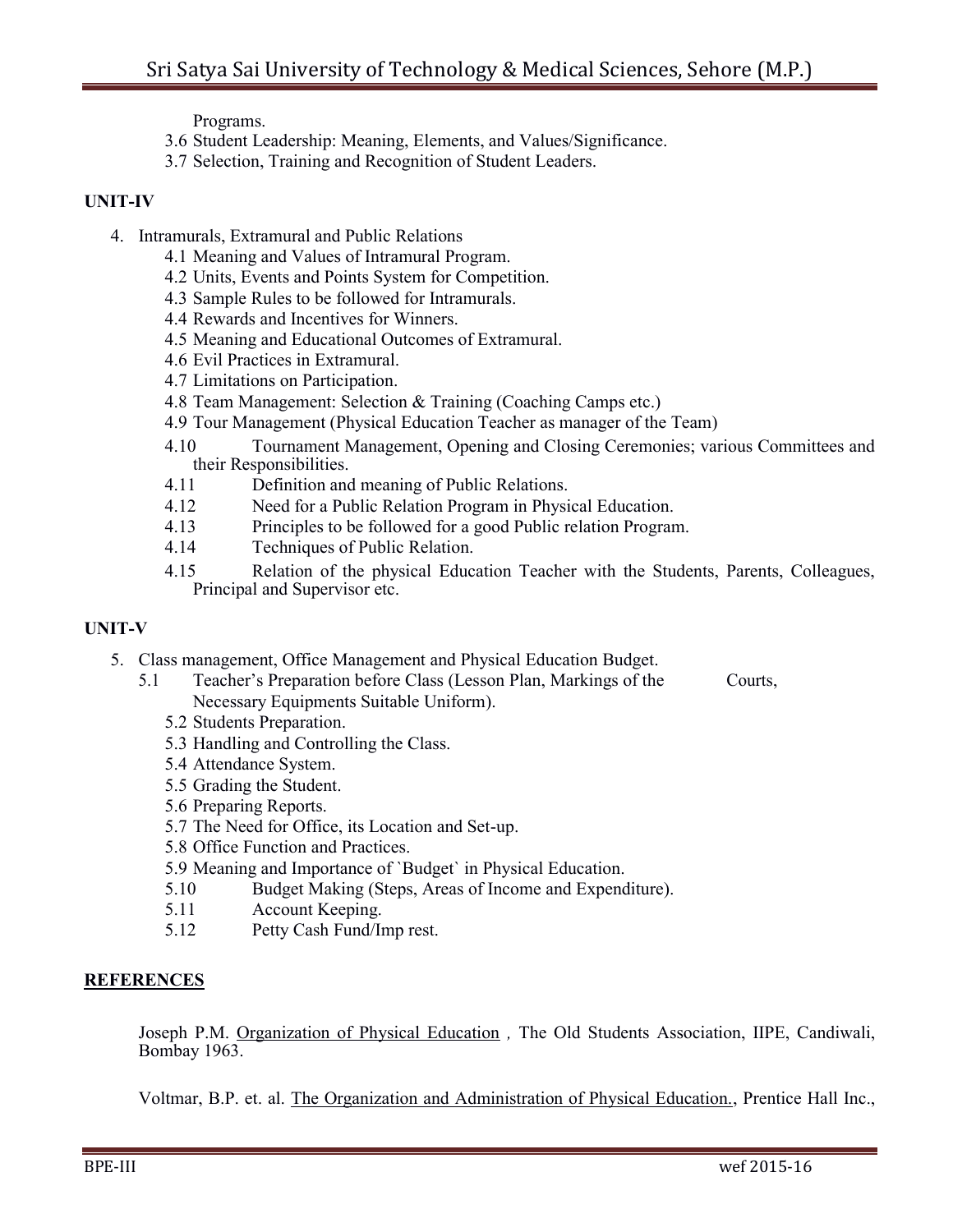Programs.

3.6 Student Leadership: Meaning, Elements, and Values/Significance.

3.7 Selection, Training and Recognition of Student Leaders.

**UNIT-IV**

4. Intramurals, Extramural and Public Relations
   - 4.1 Meaning and Values of Intramural Program.
   - 4.2 Units, Events and Points System for Competition.
   - 4.3 Sample Rules to be followed for Intramurals.
   - 4.4 Rewards and Incentives for Winners.
   - 4.5 Meaning and Educational Outcomes of Extramural.
   - 4.6 Evil Practices in Extramural.
   - 4.7 Limitations on Participation.
   - 4.8 Team Management: Selection & Training (Coaching Camps etc.)
   - 4.9 Tour Management (Physical Education Teacher as manager of the Team)
   - 4.10 Tournament Management, Opening and Closing Ceremonies; various Committees and their Responsibilities.
   - 4.11 Definition and meaning of Public Relations.
   - 4.12 Need for a Public Relation Program in Physical Education.
   - 4.13 Principles to be followed for a good Public relation Program.
   - 4.14 Techniques of Public Relation.
   - 4.15 Relation of the physical Education Teacher with the Students, Parents, Colleagues, Principal and Supervisor etc.

**UNIT-V**

5. Class management, Office Management and Physical Education Budget.
   - 5.1 Teacher's Preparation before Class (Lesson Plan, Markings of the Courts, Necessary Equipments Suitable Uniform).
   - 5.2 Students Preparation.
   - 5.3 Handling and Controlling the Class.
   - 5.4 Attendance System.
   - 5.5 Grading the Student.
   - 5.6 Preparing Reports.
   - 5.7 The Need for Office, its Location and Set-up.
   - 5.8 Office Function and Practices.
   - 5.9 Meaning and Importance of `Budget` in Physical Education.
   - 5.10 Budget Making (Steps, Areas of Income and Expenditure).
   - 5.11 Account Keeping.
   - 5.12 Petty Cash Fund/Imp rest.

**REFERENCES**

Joseph P.M. Organization of Physical Education , The Old Students Association, IIPE, Candiwali, Bombay 1963.

Voltmar, B.P. et. al. The Organization and Administration of Physical Education., Prentice Hall Inc.,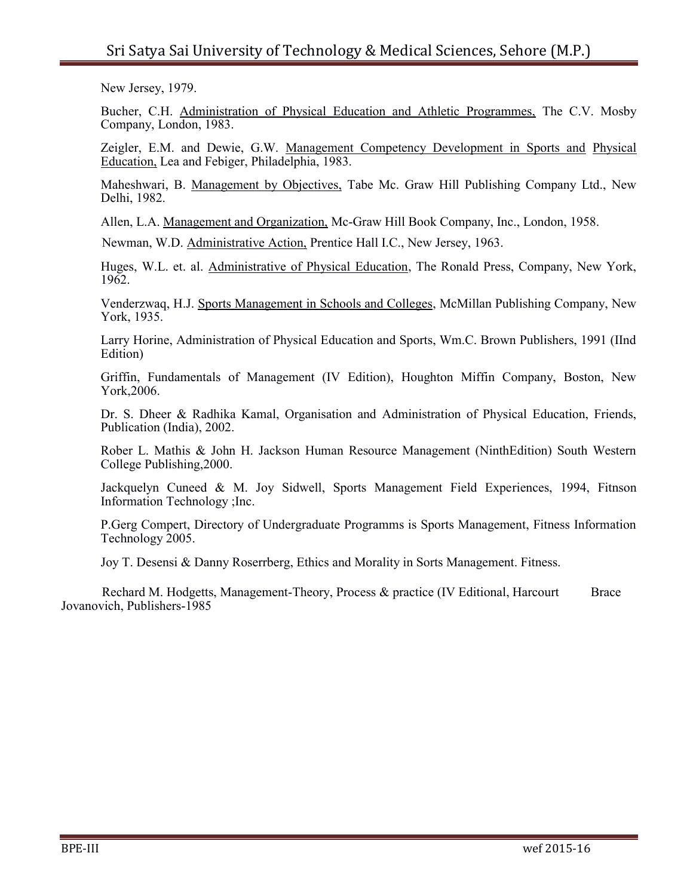New Jersey, 1979.

Bucher, C.H. Administration of Physical Education and Athletic Programmes, The C.V. Mosby Company, London, 1983.

Zeigler, E.M. and Dewie, G.W. Management Competency Development in Sports and Physical Education, Lea and Febiger, Philadelphia, 1983.

Maheshwari, B. Management by Objectives, Tabe Mc. Graw Hill Publishing Company Ltd., New Delhi, 1982.

Allen, L.A. Management and Organization, Mc-Graw Hill Book Company, Inc., London, 1958.

Newman, W.D. Administrative Action, Prentice Hall I.C., New Jersey, 1963.

Huges, W.L. et. al. Administrative of Physical Education, The Ronald Press, Company, New York, 1962.

Venderzwaq, H.J. Sports Management in Schools and Colleges, McMillan Publishing Company, New York, 1935.

Larry Horine, Administration of Physical Education and Sports, Wm.C. Brown Publishers, 1991 (IInd Edition)

Griffin, Fundamentals of Management (IV Edition), Houghton Miffin Company, Boston, New York,2006.

Dr. S. Dheer & Radhika Kamal, Organisation and Administration of Physical Education, Friends, Publication (India), 2002.

Rober L. Mathis & John H. Jackson Human Resource Management (NinthEdition) South Western College Publishing,2000.

Jackquelyn Cuneed & M. Joy Sidwell, Sports Management Field Experiences, 1994, Fitnson Information Technology ;Inc.

P.Gerg Compert, Directory of Undergraduate Programms is Sports Management, Fitness Information Technology 2005.

Joy T. Desensi & Danny Roserrberg, Ethics and Morality in Sorts Management. Fitness.

Rechard M. Hodgetts, Management-Theory, Process & practice (IV Editional, Harcourt Brace Jovanovich, Publishers-1985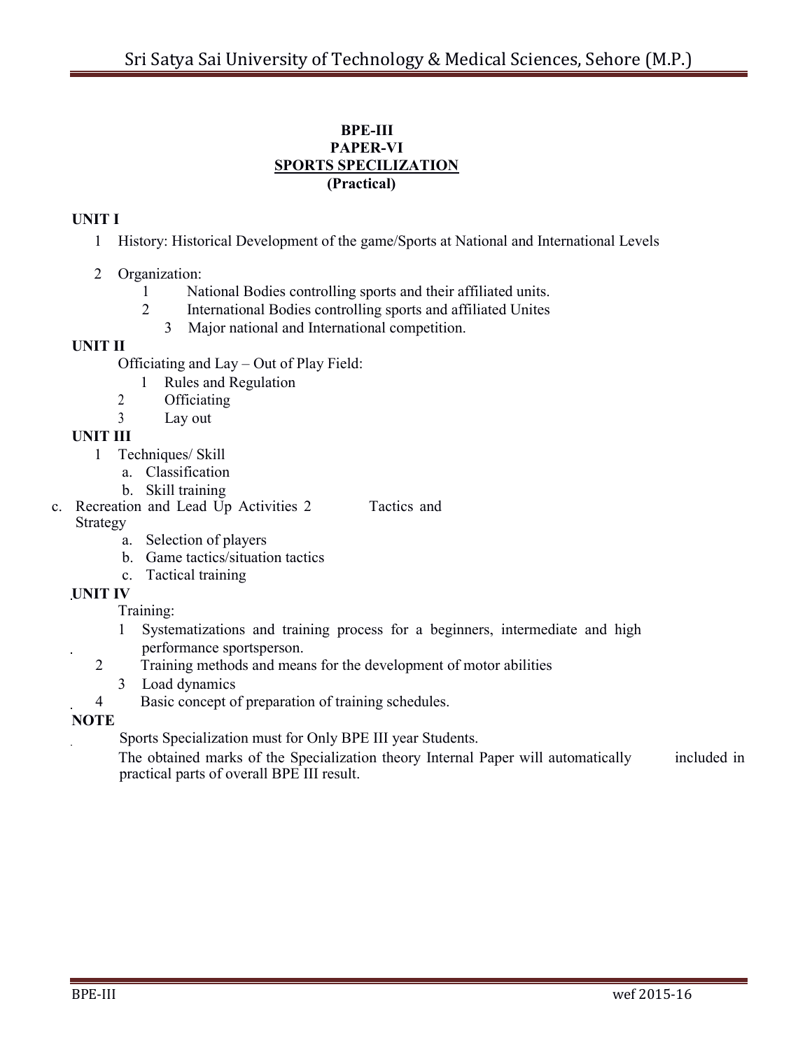**BPE-III**
**PAPER-VI**
**SPORTS SPECILIZATION**
**(Practical)**

**UNIT I**

1. History: Historical Development of the game/Sports at National and International Levels

2. Organization:
    1. National Bodies controlling sports and their affiliated units.
    2. International Bodies controlling sports and affiliated Unites
    3. Major national and International competition.

**UNIT II**

Officiating and Lay – Out of Play Field:

1. Rules and Regulation
2. Officiating
3. Lay out

**UNIT III**

1. Techniques/ Skill
    a. Classification
    b. Skill training
    c. Recreation and Lead Up Activities
2. Tactics and Strategy
    a. Selection of players
    b. Game tactics/situation tactics
    c. Tactical training

**UNIT IV**

Training:

1. Systematizations and training process for a beginners, intermediate and high performance sportsperson.
2. Training methods and means for the development of motor abilities
3. Load dynamics
4. Basic concept of preparation of training schedules.

**NOTE**

Sports Specialization must for Only BPE III year Students.

The obtained marks of the Specialization theory Internal Paper will automatically included in practical parts of overall BPE III result.